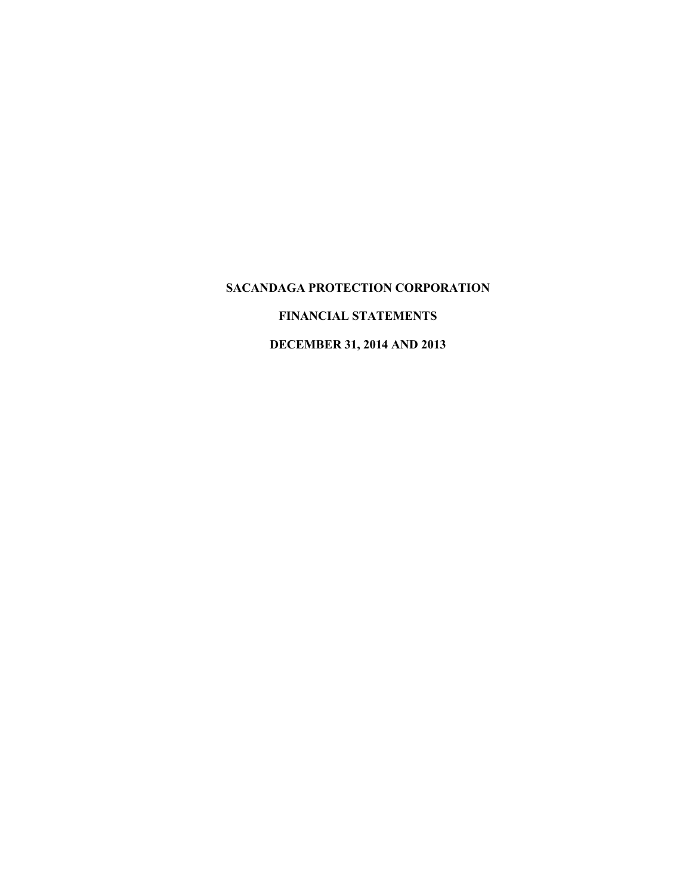# SACANDAGA PROTECTION CORPORATION

## FINANCIAL STATEMENTS

## DECEMBER 31, 2014 AND 2013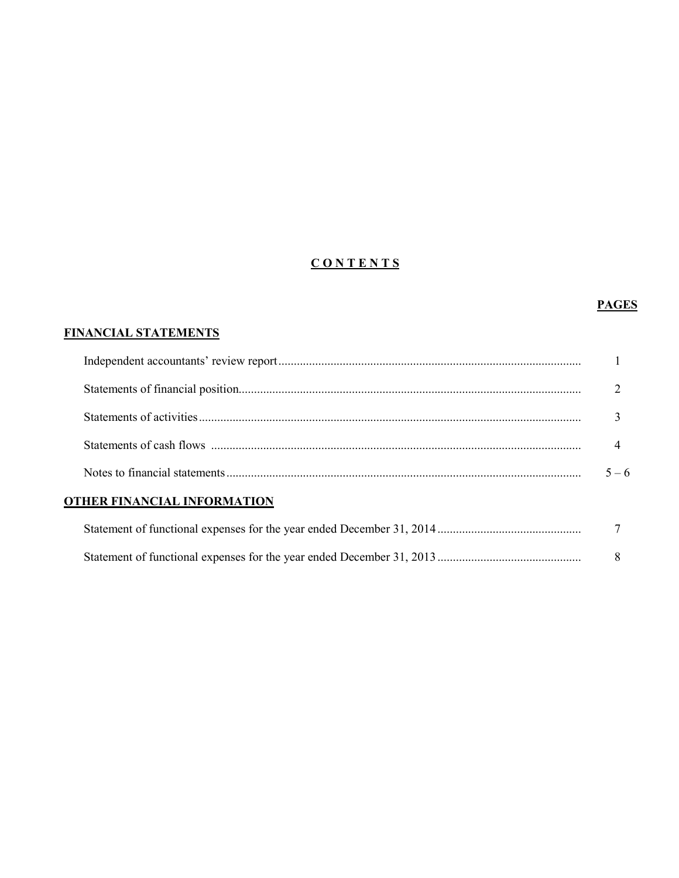# CONTENTS

| | PAGES |
|---|---|
| **FINANCIAL STATEMENTS** | |
| Independent accountants' review report | 1 |
| Statements of financial position | 2 |
| Statements of activities | 3 |
| Statements of cash flows | 4 |
| Notes to financial statements | 5 – 6 |
| **OTHER FINANCIAL INFORMATION** | |
| Statement of functional expenses for the year ended December 31, 2014 | 7 |
| Statement of functional expenses for the year ended December 31, 2013 | 8 |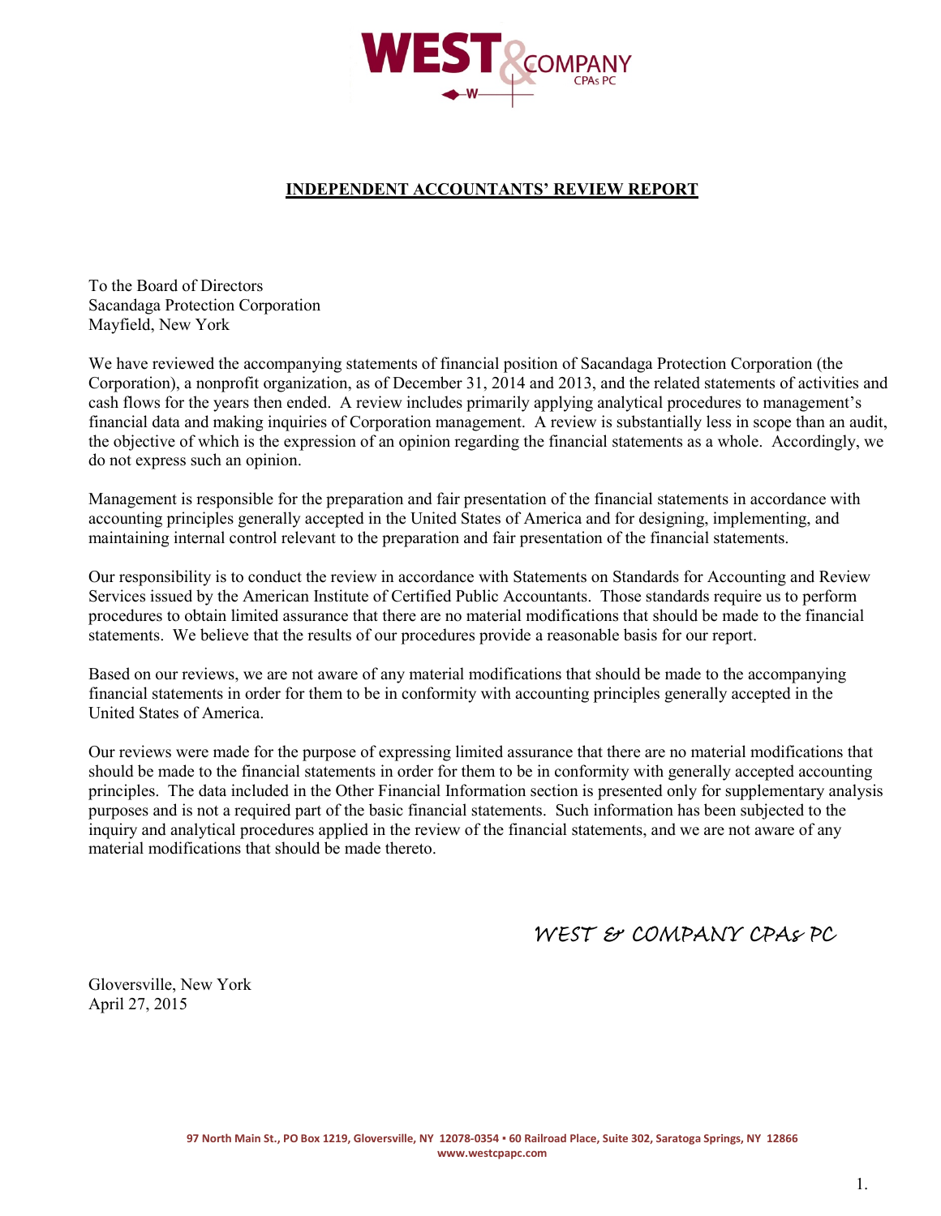WEST & COMPANY CPAs PC

## INDEPENDENT ACCOUNTANTS' REVIEW REPORT

To the Board of Directors
Sacandaga Protection Corporation
Mayfield, New York

We have reviewed the accompanying statements of financial position of Sacandaga Protection Corporation (the Corporation), a nonprofit organization, as of December 31, 2014 and 2013, and the related statements of activities and cash flows for the years then ended. A review includes primarily applying analytical procedures to management's financial data and making inquiries of Corporation management. A review is substantially less in scope than an audit, the objective of which is the expression of an opinion regarding the financial statements as a whole. Accordingly, we do not express such an opinion.

Management is responsible for the preparation and fair presentation of the financial statements in accordance with accounting principles generally accepted in the United States of America and for designing, implementing, and maintaining internal control relevant to the preparation and fair presentation of the financial statements.

Our responsibility is to conduct the review in accordance with Statements on Standards for Accounting and Review Services issued by the American Institute of Certified Public Accountants. Those standards require us to perform procedures to obtain limited assurance that there are no material modifications that should be made to the financial statements. We believe that the results of our procedures provide a reasonable basis for our report.

Based on our reviews, we are not aware of any material modifications that should be made to the accompanying financial statements in order for them to be in conformity with accounting principles generally accepted in the United States of America.

Our reviews were made for the purpose of expressing limited assurance that there are no material modifications that should be made to the financial statements in order for them to be in conformity with generally accepted accounting principles. The data included in the Other Financial Information section is presented only for supplementary analysis purposes and is not a required part of the basic financial statements. Such information has been subjected to the inquiry and analytical procedures applied in the review of the financial statements, and we are not aware of any material modifications that should be made thereto.

*WEST & COMPANY CPAs PC*

Gloversville, New York
April 27, 2015

97 North Main St., PO Box 1219, Gloversville, NY 12078-0354 ▪ 60 Railroad Place, Suite 302, Saratoga Springs, NY 12866
www.westcpapc.com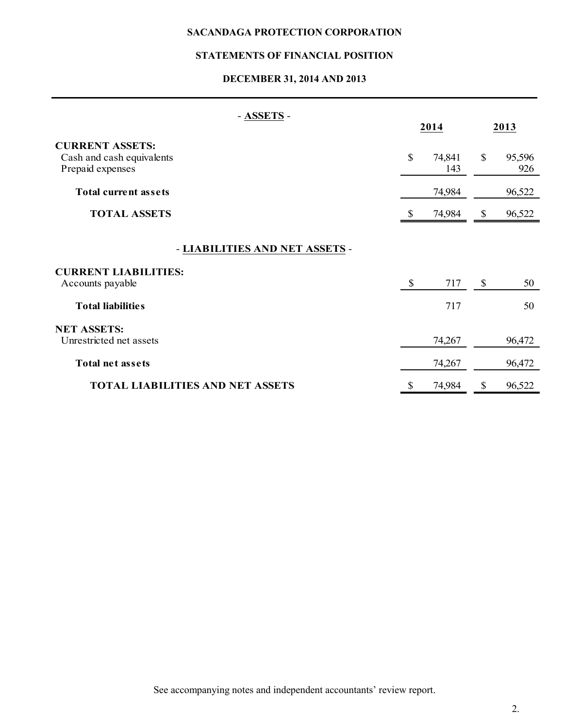# SACANDAGA PROTECTION CORPORATION

## STATEMENTS OF FINANCIAL POSITION

### DECEMBER 31, 2014 AND 2013

| - **ASSETS** - | 2014 | 2013 |
|---|---|---|
| **CURRENT ASSETS:** | | |
| Cash and cash equivalents | $ 74,841 | $ 95,596 |
| Prepaid expenses | 143 | 926 |
| **Total current assets** | 74,984 | 96,522 |
| **TOTAL ASSETS** | $ 74,984 | $ 96,522 |
| - **LIABILITIES AND NET ASSETS** - | | |
| **CURRENT LIABILITIES:** | | |
| Accounts payable | $ 717 | $ 50 |
| **Total liabilities** | 717 | 50 |
| **NET ASSETS:** | | |
| Unrestricted net assets | 74,267 | 96,472 |
| **Total net assets** | 74,267 | 96,472 |
| **TOTAL LIABILITIES AND NET ASSETS** | $ 74,984 | $ 96,522 |

See accompanying notes and independent accountants' review report.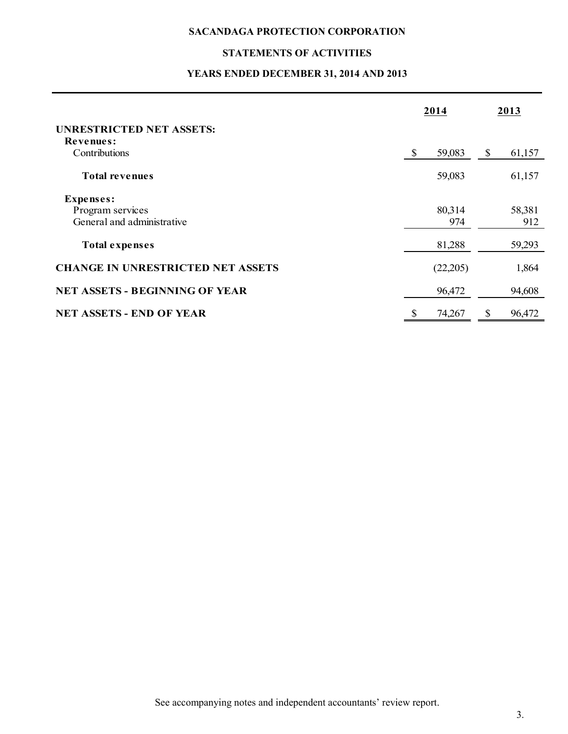# SACANDAGA PROTECTION CORPORATION

## STATEMENTS OF ACTIVITIES

### YEARS ENDED DECEMBER 31, 2014 AND 2013

| | 2014 | 2013 |
|---|---|---|
| **UNRESTRICTED NET ASSETS:** | | |
| **Revenues:** | | |
| Contributions | $ 59,083 | $ 61,157 |
| **Total revenues** | 59,083 | 61,157 |
| **Expenses:** | | |
| Program services | 80,314 | 58,381 |
| General and administrative | 974 | 912 |
| **Total expenses** | 81,288 | 59,293 |
| **CHANGE IN UNRESTRICTED NET ASSETS** | (22,205) | 1,864 |
| **NET ASSETS - BEGINNING OF YEAR** | 96,472 | 94,608 |
| **NET ASSETS - END OF YEAR** | $ 74,267 | $ 96,472 |

See accompanying notes and independent accountants' review report.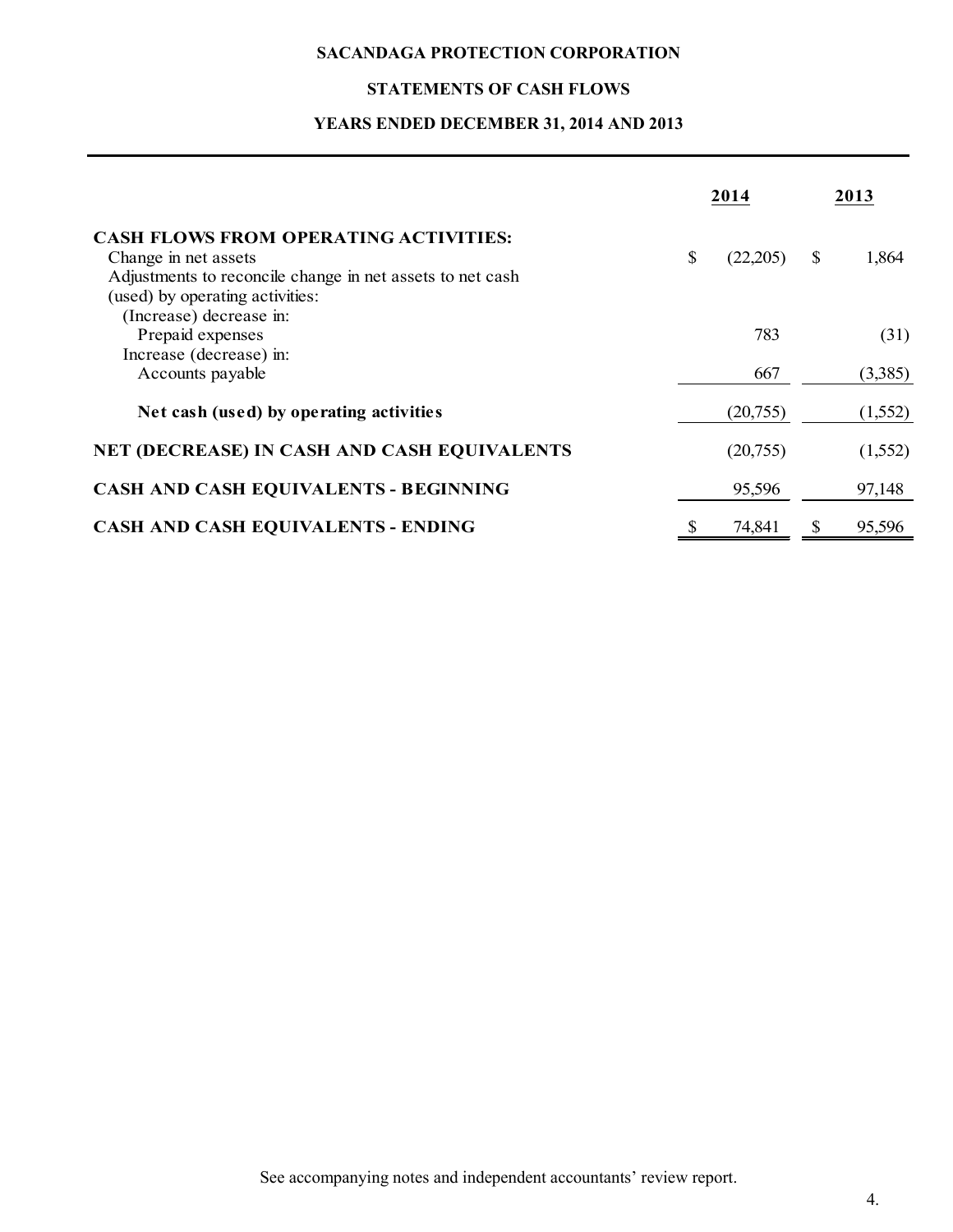**SACANDAGA PROTECTION CORPORATION**

**STATEMENTS OF CASH FLOWS**

**YEARS ENDED DECEMBER 31, 2014 AND 2013**

| | 2014 | 2013 |
|---|---|---|
| **CASH FLOWS FROM OPERATING ACTIVITIES:** | | |
| Change in net assets | $ (22,205) | $ 1,864 |
| Adjustments to reconcile change in net assets to net cash (used) by operating activities: | | |
| (Increase) decrease in: | | |
| Prepaid expenses | 783 | (31) |
| Increase (decrease) in: | | |
| Accounts payable | 667 | (3,385) |
| **Net cash (used) by operating activities** | (20,755) | (1,552) |
| **NET (DECREASE) IN CASH AND CASH EQUIVALENTS** | (20,755) | (1,552) |
| **CASH AND CASH EQUIVALENTS - BEGINNING** | 95,596 | 97,148 |
| **CASH AND CASH EQUIVALENTS - ENDING** | $ 74,841 | $ 95,596 |

See accompanying notes and independent accountants' review report.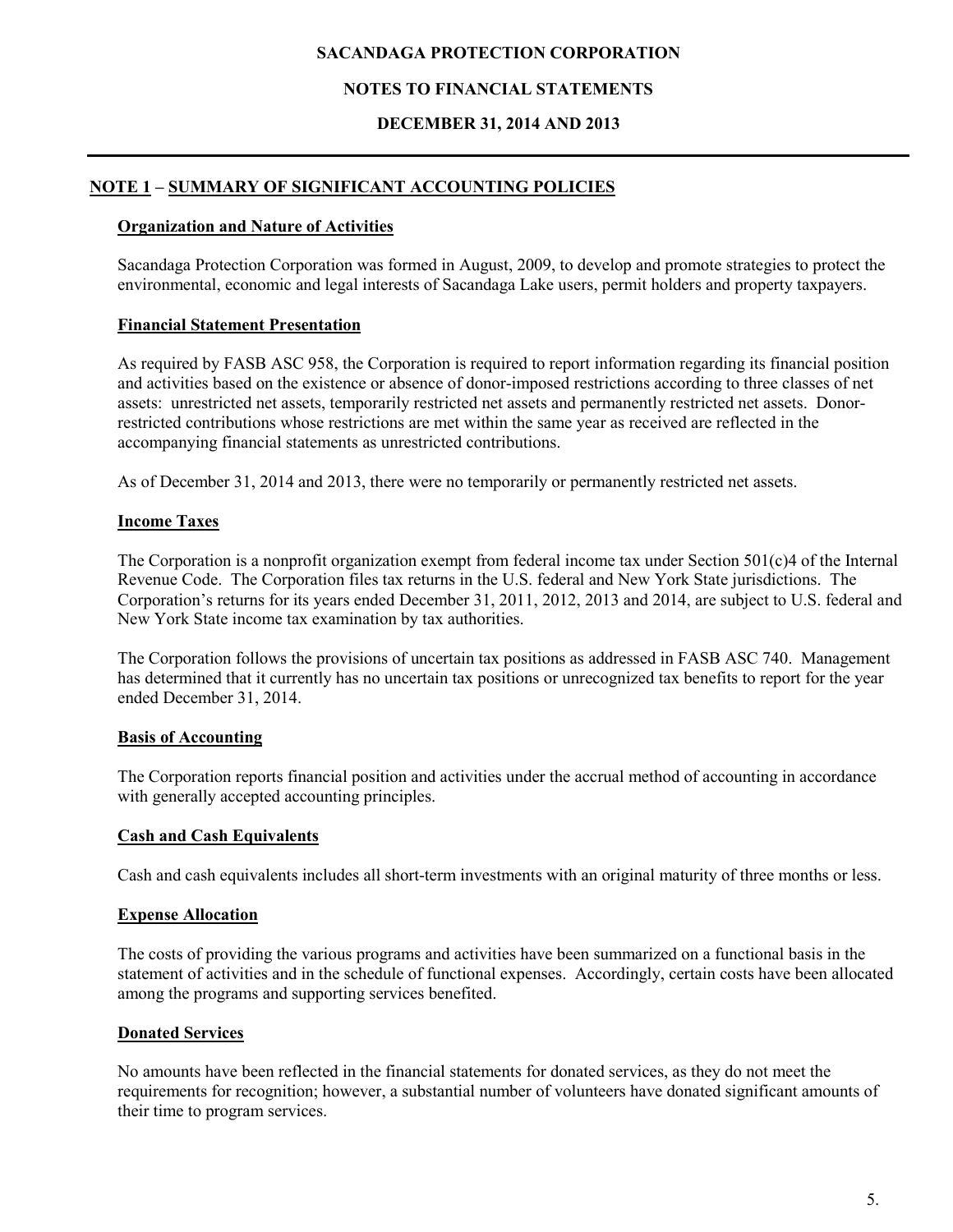# SACANDAGA PROTECTION CORPORATION

## NOTES TO FINANCIAL STATEMENTS

## DECEMBER 31, 2014 AND 2013

## NOTE 1 – SUMMARY OF SIGNIFICANT ACCOUNTING POLICIES

### Organization and Nature of Activities

Sacandaga Protection Corporation was formed in August, 2009, to develop and promote strategies to protect the environmental, economic and legal interests of Sacandaga Lake users, permit holders and property taxpayers.

### Financial Statement Presentation

As required by FASB ASC 958, the Corporation is required to report information regarding its financial position and activities based on the existence or absence of donor-imposed restrictions according to three classes of net assets: unrestricted net assets, temporarily restricted net assets and permanently restricted net assets. Donor-restricted contributions whose restrictions are met within the same year as received are reflected in the accompanying financial statements as unrestricted contributions.

As of December 31, 2014 and 2013, there were no temporarily or permanently restricted net assets.

### Income Taxes

The Corporation is a nonprofit organization exempt from federal income tax under Section 501(c)4 of the Internal Revenue Code. The Corporation files tax returns in the U.S. federal and New York State jurisdictions. The Corporation's returns for its years ended December 31, 2011, 2012, 2013 and 2014, are subject to U.S. federal and New York State income tax examination by tax authorities.

The Corporation follows the provisions of uncertain tax positions as addressed in FASB ASC 740. Management has determined that it currently has no uncertain tax positions or unrecognized tax benefits to report for the year ended December 31, 2014.

### Basis of Accounting

The Corporation reports financial position and activities under the accrual method of accounting in accordance with generally accepted accounting principles.

### Cash and Cash Equivalents

Cash and cash equivalents includes all short-term investments with an original maturity of three months or less.

### Expense Allocation

The costs of providing the various programs and activities have been summarized on a functional basis in the statement of activities and in the schedule of functional expenses. Accordingly, certain costs have been allocated among the programs and supporting services benefited.

### Donated Services

No amounts have been reflected in the financial statements for donated services, as they do not meet the requirements for recognition; however, a substantial number of volunteers have donated significant amounts of their time to program services.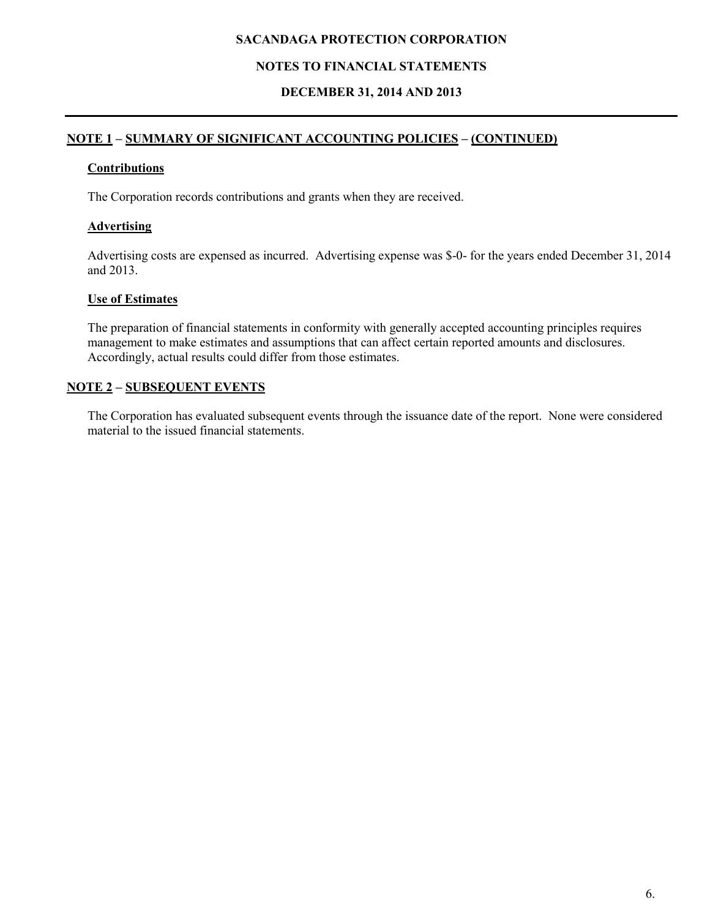# SACANDAGA PROTECTION CORPORATION

## NOTES TO FINANCIAL STATEMENTS

## DECEMBER 31, 2014 AND 2013

### NOTE 1 – SUMMARY OF SIGNIFICANT ACCOUNTING POLICIES – (CONTINUED)

**Contributions**

The Corporation records contributions and grants when they are received.

**Advertising**

Advertising costs are expensed as incurred. Advertising expense was $-0- for the years ended December 31, 2014 and 2013.

**Use of Estimates**

The preparation of financial statements in conformity with generally accepted accounting principles requires management to make estimates and assumptions that can affect certain reported amounts and disclosures. Accordingly, actual results could differ from those estimates.

### NOTE 2 – SUBSEQUENT EVENTS

The Corporation has evaluated subsequent events through the issuance date of the report. None were considered material to the issued financial statements.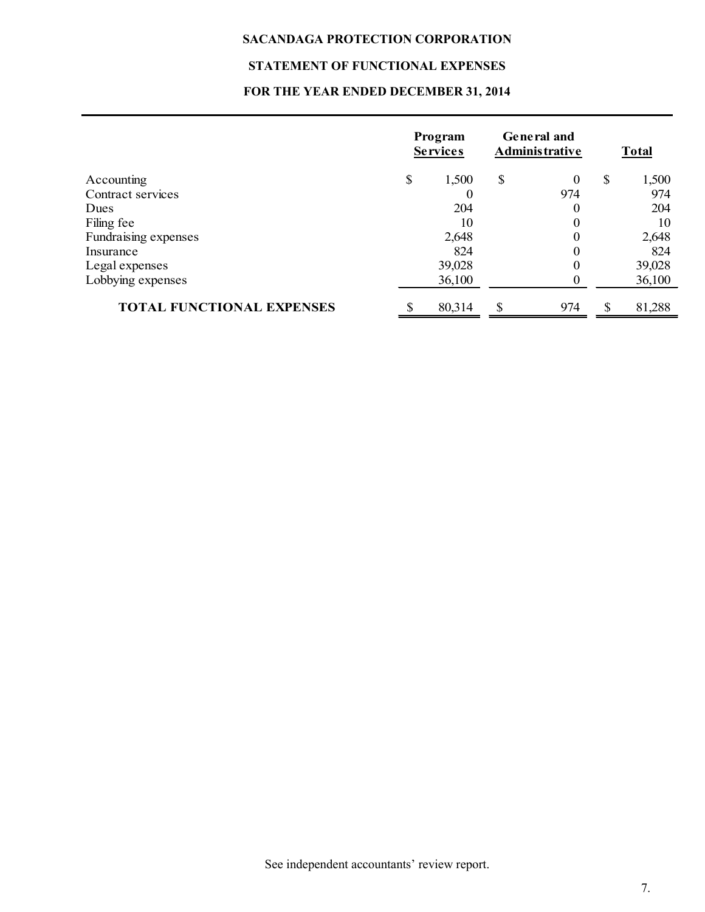# SACANDAGA PROTECTION CORPORATION

## STATEMENT OF FUNCTIONAL EXPENSES

### FOR THE YEAR ENDED DECEMBER 31, 2014

| | Program Services | General and Administrative | Total |
|---|---|---|---|
| Accounting | $ 1,500 | $ 0 | $ 1,500 |
| Contract services | 0 | 974 | 974 |
| Dues | 204 | 0 | 204 |
| Filing fee | 10 | 0 | 10 |
| Fundraising expenses | 2,648 | 0 | 2,648 |
| Insurance | 824 | 0 | 824 |
| Legal expenses | 39,028 | 0 | 39,028 |
| Lobbying expenses | 36,100 | 0 | 36,100 |
| **TOTAL FUNCTIONAL EXPENSES** | $ 80,314 | $ 974 | $ 81,288 |

See independent accountants' review report.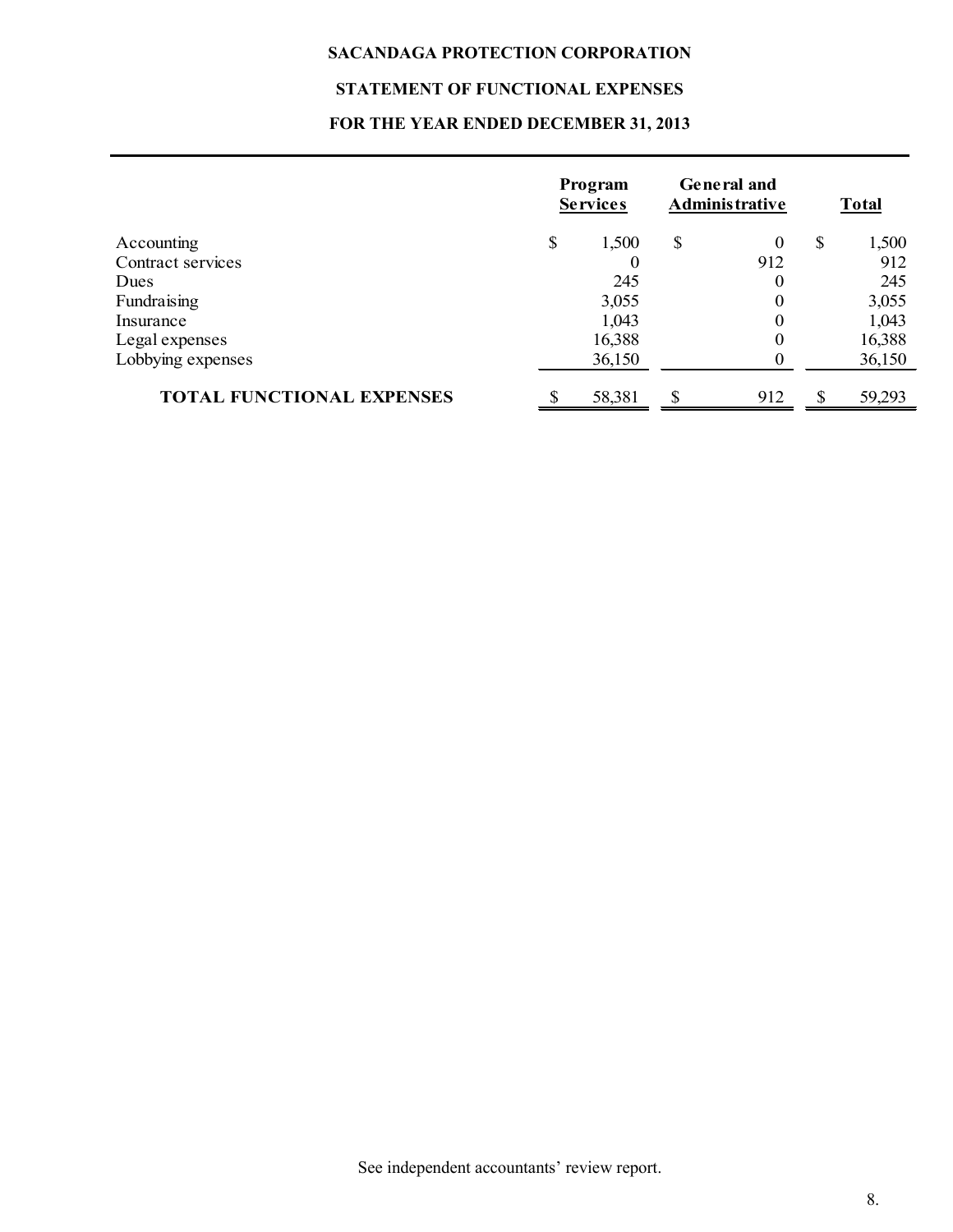# SACANDAGA PROTECTION CORPORATION

## STATEMENT OF FUNCTIONAL EXPENSES

## FOR THE YEAR ENDED DECEMBER 31, 2013

| | Program Services | General and Administrative | Total |
|---|---|---|---|
| Accounting | $ 1,500 | $ 0 | $ 1,500 |
| Contract services | 0 | 912 | 912 |
| Dues | 245 | 0 | 245 |
| Fundraising | 3,055 | 0 | 3,055 |
| Insurance | 1,043 | 0 | 1,043 |
| Legal expenses | 16,388 | 0 | 16,388 |
| Lobbying expenses | 36,150 | 0 | 36,150 |
| **TOTAL FUNCTIONAL EXPENSES** | $ 58,381 | $ 912 | $ 59,293 |

See independent accountants' review report.